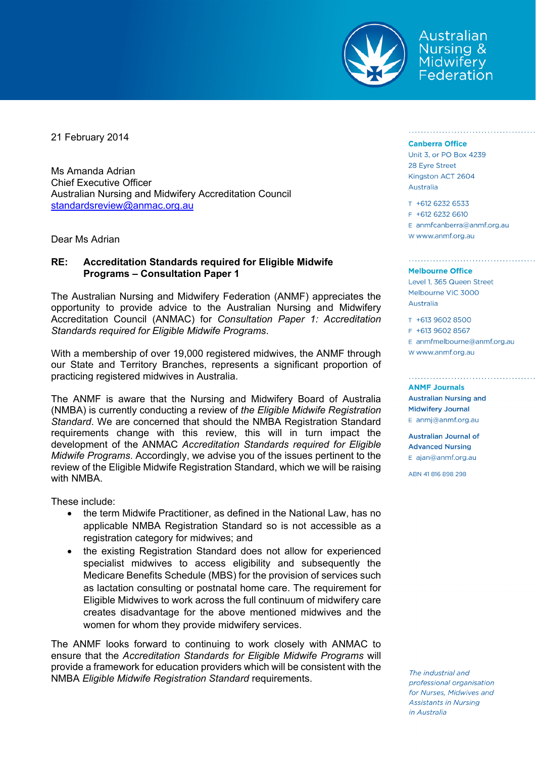Australian Nursing & Midwifery Federation

21 February 2014

Ms Amanda Adrian
Chief Executive Officer
Australian Nursing and Midwifery Accreditation Council
standardsreview@anmac.org.au

Dear Ms Adrian

**RE: Accreditation Standards required for Eligible Midwife Programs – Consultation Paper 1**

The Australian Nursing and Midwifery Federation (ANMF) appreciates the opportunity to provide advice to the Australian Nursing and Midwifery Accreditation Council (ANMAC) for *Consultation Paper 1: Accreditation Standards required for Eligible Midwife Programs*.

With a membership of over 19,000 registered midwives, the ANMF through our State and Territory Branches, represents a significant proportion of practicing registered midwives in Australia.

The ANMF is aware that the Nursing and Midwifery Board of Australia (NMBA) is currently conducting a review of *the Eligible Midwife Registration Standard*. We are concerned that should the NMBA Registration Standard requirements change with this review, this will in turn impact the development of the ANMAC *Accreditation Standards required for Eligible Midwife Programs*. Accordingly, we advise you of the issues pertinent to the review of the Eligible Midwife Registration Standard, which we will be raising with NMBA.

These include:

- the term Midwife Practitioner, as defined in the National Law, has no applicable NMBA Registration Standard so is not accessible as a registration category for midwives; and
- the existing Registration Standard does not allow for experienced specialist midwives to access eligibility and subsequently the Medicare Benefits Schedule (MBS) for the provision of services such as lactation consulting or postnatal home care. The requirement for Eligible Midwives to work across the full continuum of midwifery care creates disadvantage for the above mentioned midwives and the women for whom they provide midwifery services.

The ANMF looks forward to continuing to work closely with ANMAC to ensure that the *Accreditation Standards for Eligible Midwife Programs* will provide a framework for education providers which will be consistent with the NMBA *Eligible Midwife Registration Standard* requirements.

**Canberra Office**
Unit 3, or PO Box 4239
28 Eyre Street
Kingston ACT 2604
Australia

T +612 6232 6533
F +612 6232 6610
E anmfcanberra@anmf.org.au
W www.anmf.org.au

**Melbourne Office**
Level 1, 365 Queen Street
Melbourne VIC 3000
Australia

T +613 9602 8500
F +613 9602 8567
E anmfmelbourne@anmf.org.au
W www.anmf.org.au

**ANMF Journals**

**Australian Nursing and Midwifery Journal**
E anmj@anmf.org.au

**Australian Journal of Advanced Nursing**
E ajan@anmf.org.au

ABN 41 816 898 298

*The industrial and professional organisation for Nurses, Midwives and Assistants in Nursing in Australia*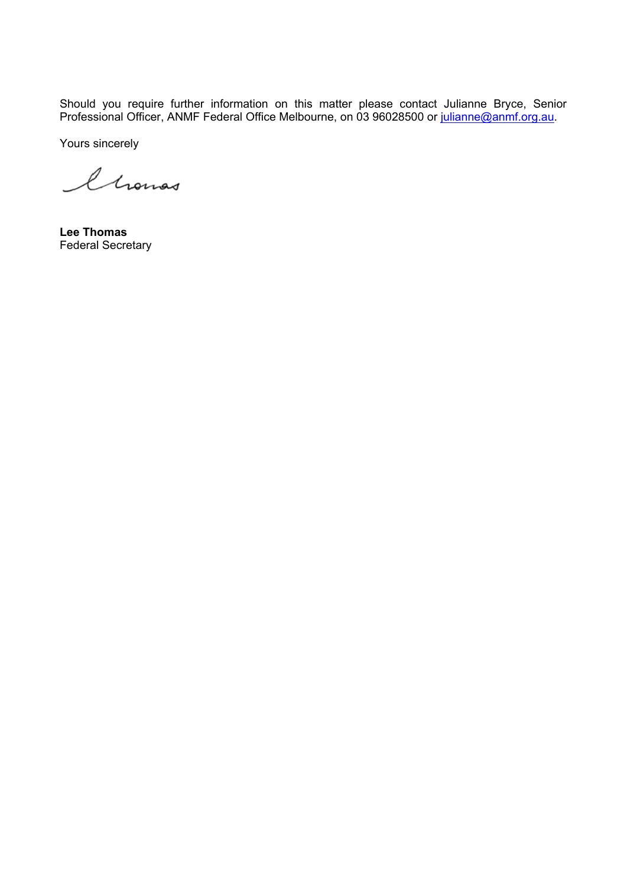Should you require further information on this matter please contact Julianne Bryce, Senior Professional Officer, ANMF Federal Office Melbourne, on 03 96028500 or julianne@anmf.org.au.

Yours sincerely

**Lee Thomas**
Federal Secretary